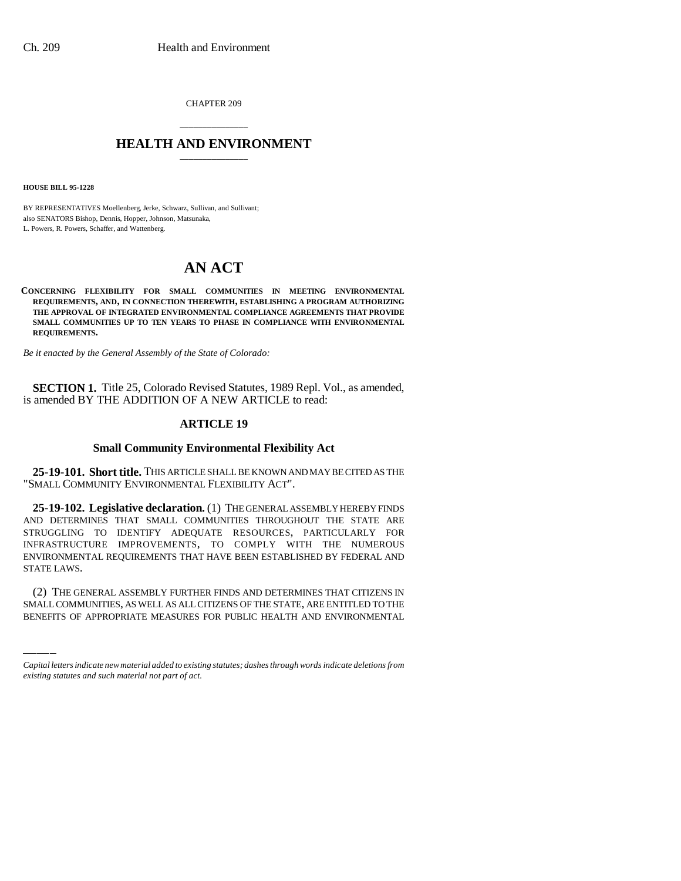CHAPTER 209

# HEALTH AND ENVIRONMENT

**HOUSE BILL 95-1228**

BY REPRESENTATIVES Moellenberg, Jerke, Schwarz, Sullivan, and Sullivant;
also SENATORS Bishop, Dennis, Hopper, Johnson, Matsunaka,
L. Powers, R. Powers, Schaffer, and Wattenberg.

# AN ACT

**CONCERNING FLEXIBILITY FOR SMALL COMMUNITIES IN MEETING ENVIRONMENTAL REQUIREMENTS, AND, IN CONNECTION THEREWITH, ESTABLISHING A PROGRAM AUTHORIZING THE APPROVAL OF INTEGRATED ENVIRONMENTAL COMPLIANCE AGREEMENTS THAT PROVIDE SMALL COMMUNITIES UP TO TEN YEARS TO PHASE IN COMPLIANCE WITH ENVIRONMENTAL REQUIREMENTS.**

*Be it enacted by the General Assembly of the State of Colorado:*

**SECTION 1.** Title 25, Colorado Revised Statutes, 1989 Repl. Vol., as amended, is amended BY THE ADDITION OF A NEW ARTICLE to read:

## ARTICLE 19

### Small Community Environmental Flexibility Act

**25-19-101. Short title.** THIS ARTICLE SHALL BE KNOWN AND MAY BE CITED AS THE "SMALL COMMUNITY ENVIRONMENTAL FLEXIBILITY ACT".

**25-19-102. Legislative declaration.** (1) THE GENERAL ASSEMBLY HEREBY FINDS AND DETERMINES THAT SMALL COMMUNITIES THROUGHOUT THE STATE ARE STRUGGLING TO IDENTIFY ADEQUATE RESOURCES, PARTICULARLY FOR INFRASTRUCTURE IMPROVEMENTS, TO COMPLY WITH THE NUMEROUS ENVIRONMENTAL REQUIREMENTS THAT HAVE BEEN ESTABLISHED BY FEDERAL AND STATE LAWS.

(2) THE GENERAL ASSEMBLY FURTHER FINDS AND DETERMINES THAT CITIZENS IN SMALL COMMUNITIES, AS WELL AS ALL CITIZENS OF THE STATE, ARE ENTITLED TO THE BENEFITS OF APPROPRIATE MEASURES FOR PUBLIC HEALTH AND ENVIRONMENTAL

*Capital letters indicate new material added to existing statutes; dashes through words indicate deletions from existing statutes and such material not part of act.*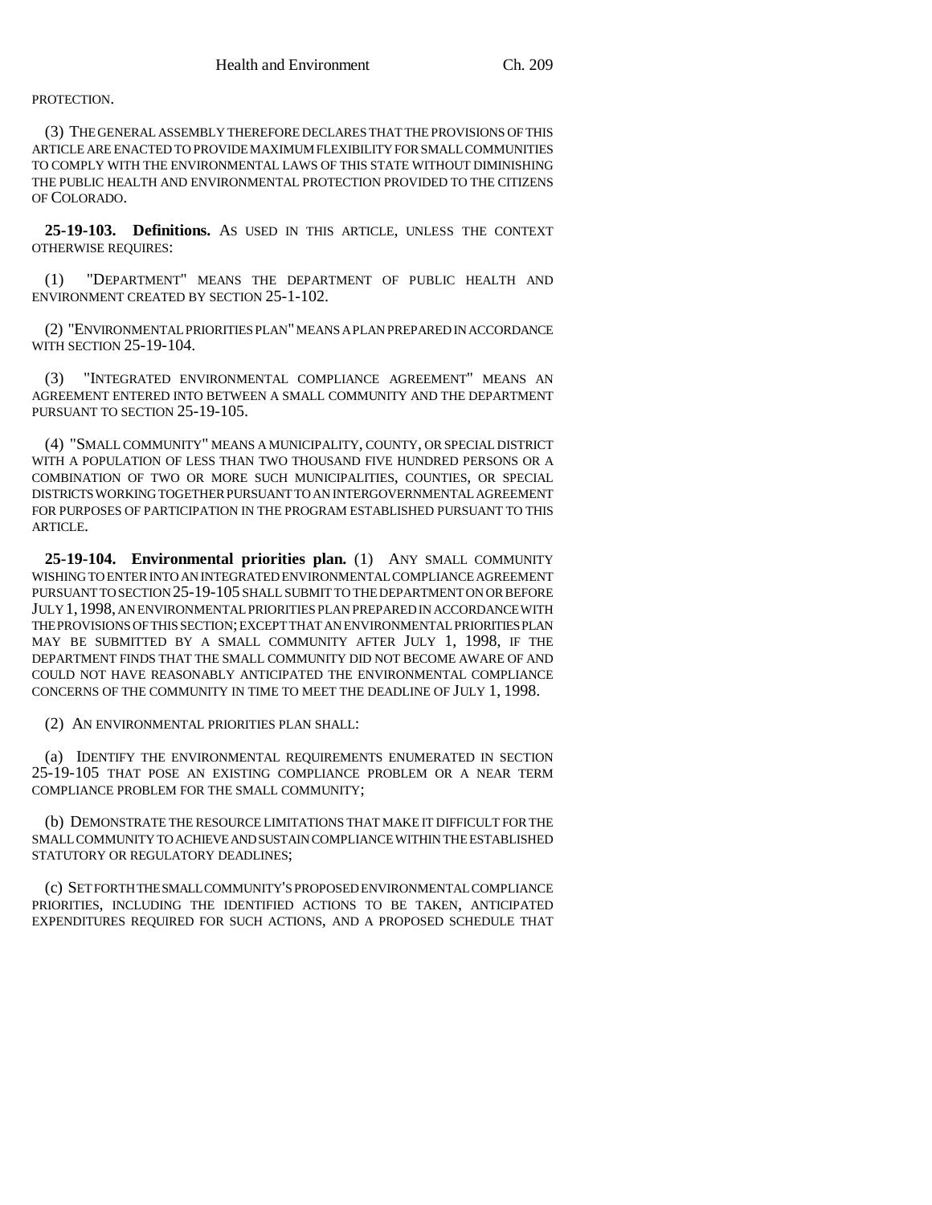PROTECTION.

(3) THE GENERAL ASSEMBLY THEREFORE DECLARES THAT THE PROVISIONS OF THIS ARTICLE ARE ENACTED TO PROVIDE MAXIMUM FLEXIBILITY FOR SMALL COMMUNITIES TO COMPLY WITH THE ENVIRONMENTAL LAWS OF THIS STATE WITHOUT DIMINISHING THE PUBLIC HEALTH AND ENVIRONMENTAL PROTECTION PROVIDED TO THE CITIZENS OF COLORADO.

**25-19-103. Definitions.** AS USED IN THIS ARTICLE, UNLESS THE CONTEXT OTHERWISE REQUIRES:

(1) "DEPARTMENT" MEANS THE DEPARTMENT OF PUBLIC HEALTH AND ENVIRONMENT CREATED BY SECTION 25-1-102.

(2) "ENVIRONMENTAL PRIORITIES PLAN" MEANS A PLAN PREPARED IN ACCORDANCE WITH SECTION 25-19-104.

(3) "INTEGRATED ENVIRONMENTAL COMPLIANCE AGREEMENT" MEANS AN AGREEMENT ENTERED INTO BETWEEN A SMALL COMMUNITY AND THE DEPARTMENT PURSUANT TO SECTION 25-19-105.

(4) "SMALL COMMUNITY" MEANS A MUNICIPALITY, COUNTY, OR SPECIAL DISTRICT WITH A POPULATION OF LESS THAN TWO THOUSAND FIVE HUNDRED PERSONS OR A COMBINATION OF TWO OR MORE SUCH MUNICIPALITIES, COUNTIES, OR SPECIAL DISTRICTS WORKING TOGETHER PURSUANT TO AN INTERGOVERNMENTAL AGREEMENT FOR PURPOSES OF PARTICIPATION IN THE PROGRAM ESTABLISHED PURSUANT TO THIS ARTICLE.

**25-19-104. Environmental priorities plan.** (1) ANY SMALL COMMUNITY WISHING TO ENTER INTO AN INTEGRATED ENVIRONMENTAL COMPLIANCE AGREEMENT PURSUANT TO SECTION 25-19-105 SHALL SUBMIT TO THE DEPARTMENT ON OR BEFORE JULY 1, 1998, AN ENVIRONMENTAL PRIORITIES PLAN PREPARED IN ACCORDANCE WITH THE PROVISIONS OF THIS SECTION; EXCEPT THAT AN ENVIRONMENTAL PRIORITIES PLAN MAY BE SUBMITTED BY A SMALL COMMUNITY AFTER JULY 1, 1998, IF THE DEPARTMENT FINDS THAT THE SMALL COMMUNITY DID NOT BECOME AWARE OF AND COULD NOT HAVE REASONABLY ANTICIPATED THE ENVIRONMENTAL COMPLIANCE CONCERNS OF THE COMMUNITY IN TIME TO MEET THE DEADLINE OF JULY 1, 1998.

(2) AN ENVIRONMENTAL PRIORITIES PLAN SHALL:

(a) IDENTIFY THE ENVIRONMENTAL REQUIREMENTS ENUMERATED IN SECTION 25-19-105 THAT POSE AN EXISTING COMPLIANCE PROBLEM OR A NEAR TERM COMPLIANCE PROBLEM FOR THE SMALL COMMUNITY;

(b) DEMONSTRATE THE RESOURCE LIMITATIONS THAT MAKE IT DIFFICULT FOR THE SMALL COMMUNITY TO ACHIEVE AND SUSTAIN COMPLIANCE WITHIN THE ESTABLISHED STATUTORY OR REGULATORY DEADLINES;

(c) SET FORTH THE SMALL COMMUNITY'S PROPOSED ENVIRONMENTAL COMPLIANCE PRIORITIES, INCLUDING THE IDENTIFIED ACTIONS TO BE TAKEN, ANTICIPATED EXPENDITURES REQUIRED FOR SUCH ACTIONS, AND A PROPOSED SCHEDULE THAT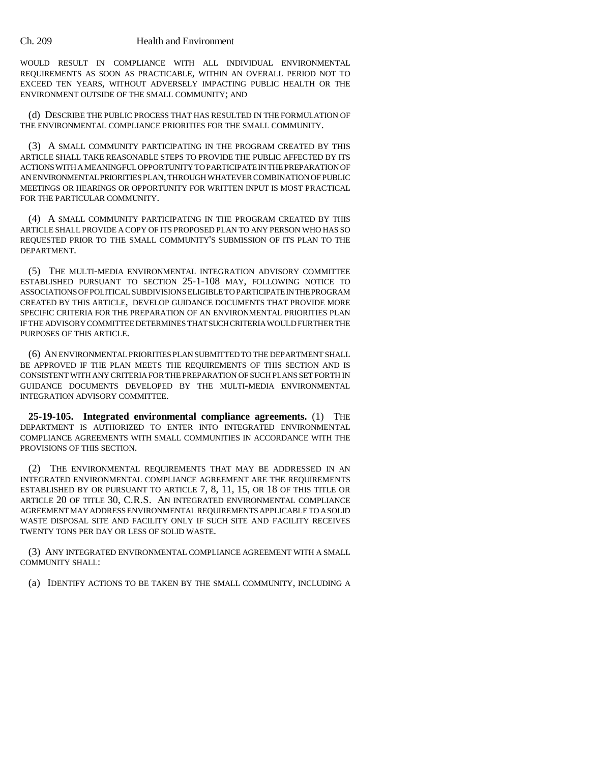WOULD RESULT IN COMPLIANCE WITH ALL INDIVIDUAL ENVIRONMENTAL REQUIREMENTS AS SOON AS PRACTICABLE, WITHIN AN OVERALL PERIOD NOT TO EXCEED TEN YEARS, WITHOUT ADVERSELY IMPACTING PUBLIC HEALTH OR THE ENVIRONMENT OUTSIDE OF THE SMALL COMMUNITY; AND

(d) DESCRIBE THE PUBLIC PROCESS THAT HAS RESULTED IN THE FORMULATION OF THE ENVIRONMENTAL COMPLIANCE PRIORITIES FOR THE SMALL COMMUNITY.

(3) A SMALL COMMUNITY PARTICIPATING IN THE PROGRAM CREATED BY THIS ARTICLE SHALL TAKE REASONABLE STEPS TO PROVIDE THE PUBLIC AFFECTED BY ITS ACTIONS WITH A MEANINGFUL OPPORTUNITY TO PARTICIPATE IN THE PREPARATION OF AN ENVIRONMENTAL PRIORITIES PLAN, THROUGH WHATEVER COMBINATION OF PUBLIC MEETINGS OR HEARINGS OR OPPORTUNITY FOR WRITTEN INPUT IS MOST PRACTICAL FOR THE PARTICULAR COMMUNITY.

(4) A SMALL COMMUNITY PARTICIPATING IN THE PROGRAM CREATED BY THIS ARTICLE SHALL PROVIDE A COPY OF ITS PROPOSED PLAN TO ANY PERSON WHO HAS SO REQUESTED PRIOR TO THE SMALL COMMUNITY'S SUBMISSION OF ITS PLAN TO THE DEPARTMENT.

(5) THE MULTI-MEDIA ENVIRONMENTAL INTEGRATION ADVISORY COMMITTEE ESTABLISHED PURSUANT TO SECTION 25-1-108 MAY, FOLLOWING NOTICE TO ASSOCIATIONS OF POLITICAL SUBDIVISIONS ELIGIBLE TO PARTICIPATE IN THE PROGRAM CREATED BY THIS ARTICLE, DEVELOP GUIDANCE DOCUMENTS THAT PROVIDE MORE SPECIFIC CRITERIA FOR THE PREPARATION OF AN ENVIRONMENTAL PRIORITIES PLAN IF THE ADVISORY COMMITTEE DETERMINES THAT SUCH CRITERIA WOULD FURTHER THE PURPOSES OF THIS ARTICLE.

(6) AN ENVIRONMENTAL PRIORITIES PLAN SUBMITTED TO THE DEPARTMENT SHALL BE APPROVED IF THE PLAN MEETS THE REQUIREMENTS OF THIS SECTION AND IS CONSISTENT WITH ANY CRITERIA FOR THE PREPARATION OF SUCH PLANS SET FORTH IN GUIDANCE DOCUMENTS DEVELOPED BY THE MULTI-MEDIA ENVIRONMENTAL INTEGRATION ADVISORY COMMITTEE.

**25-19-105. Integrated environmental compliance agreements.** (1) THE DEPARTMENT IS AUTHORIZED TO ENTER INTO INTEGRATED ENVIRONMENTAL COMPLIANCE AGREEMENTS WITH SMALL COMMUNITIES IN ACCORDANCE WITH THE PROVISIONS OF THIS SECTION.

(2) THE ENVIRONMENTAL REQUIREMENTS THAT MAY BE ADDRESSED IN AN INTEGRATED ENVIRONMENTAL COMPLIANCE AGREEMENT ARE THE REQUIREMENTS ESTABLISHED BY OR PURSUANT TO ARTICLE 7, 8, 11, 15, OR 18 OF THIS TITLE OR ARTICLE 20 OF TITLE 30, C.R.S. AN INTEGRATED ENVIRONMENTAL COMPLIANCE AGREEMENT MAY ADDRESS ENVIRONMENTAL REQUIREMENTS APPLICABLE TO A SOLID WASTE DISPOSAL SITE AND FACILITY ONLY IF SUCH SITE AND FACILITY RECEIVES TWENTY TONS PER DAY OR LESS OF SOLID WASTE.

(3) ANY INTEGRATED ENVIRONMENTAL COMPLIANCE AGREEMENT WITH A SMALL COMMUNITY SHALL:

(a) IDENTIFY ACTIONS TO BE TAKEN BY THE SMALL COMMUNITY, INCLUDING A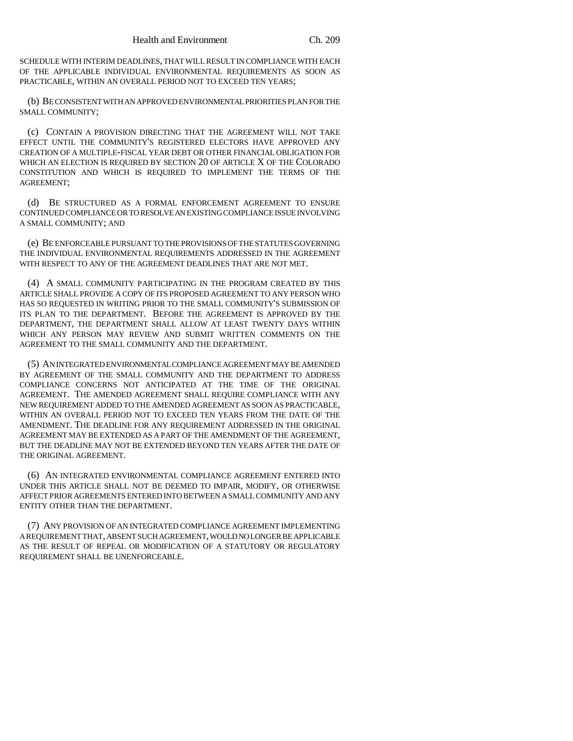SCHEDULE WITH INTERIM DEADLINES, THAT WILL RESULT IN COMPLIANCE WITH EACH OF THE APPLICABLE INDIVIDUAL ENVIRONMENTAL REQUIREMENTS AS SOON AS PRACTICABLE, WITHIN AN OVERALL PERIOD NOT TO EXCEED TEN YEARS;

(b) BE CONSISTENT WITH AN APPROVED ENVIRONMENTAL PRIORITIES PLAN FOR THE SMALL COMMUNITY;

(c) CONTAIN A PROVISION DIRECTING THAT THE AGREEMENT WILL NOT TAKE EFFECT UNTIL THE COMMUNITY'S REGISTERED ELECTORS HAVE APPROVED ANY CREATION OF A MULTIPLE-FISCAL YEAR DEBT OR OTHER FINANCIAL OBLIGATION FOR WHICH AN ELECTION IS REQUIRED BY SECTION 20 OF ARTICLE X OF THE COLORADO CONSTITUTION AND WHICH IS REQUIRED TO IMPLEMENT THE TERMS OF THE AGREEMENT;

(d) BE STRUCTURED AS A FORMAL ENFORCEMENT AGREEMENT TO ENSURE CONTINUED COMPLIANCE OR TO RESOLVE AN EXISTING COMPLIANCE ISSUE INVOLVING A SMALL COMMUNITY; AND

(e) BE ENFORCEABLE PURSUANT TO THE PROVISIONS OF THE STATUTES GOVERNING THE INDIVIDUAL ENVIRONMENTAL REQUIREMENTS ADDRESSED IN THE AGREEMENT WITH RESPECT TO ANY OF THE AGREEMENT DEADLINES THAT ARE NOT MET.

(4) A SMALL COMMUNITY PARTICIPATING IN THE PROGRAM CREATED BY THIS ARTICLE SHALL PROVIDE A COPY OF ITS PROPOSED AGREEMENT TO ANY PERSON WHO HAS SO REQUESTED IN WRITING PRIOR TO THE SMALL COMMUNITY'S SUBMISSION OF ITS PLAN TO THE DEPARTMENT. BEFORE THE AGREEMENT IS APPROVED BY THE DEPARTMENT, THE DEPARTMENT SHALL ALLOW AT LEAST TWENTY DAYS WITHIN WHICH ANY PERSON MAY REVIEW AND SUBMIT WRITTEN COMMENTS ON THE AGREEMENT TO THE SMALL COMMUNITY AND THE DEPARTMENT.

(5) AN INTEGRATED ENVIRONMENTAL COMPLIANCE AGREEMENT MAY BE AMENDED BY AGREEMENT OF THE SMALL COMMUNITY AND THE DEPARTMENT TO ADDRESS COMPLIANCE CONCERNS NOT ANTICIPATED AT THE TIME OF THE ORIGINAL AGREEMENT. THE AMENDED AGREEMENT SHALL REQUIRE COMPLIANCE WITH ANY NEW REQUIREMENT ADDED TO THE AMENDED AGREEMENT AS SOON AS PRACTICABLE, WITHIN AN OVERALL PERIOD NOT TO EXCEED TEN YEARS FROM THE DATE OF THE AMENDMENT. THE DEADLINE FOR ANY REQUIREMENT ADDRESSED IN THE ORIGINAL AGREEMENT MAY BE EXTENDED AS A PART OF THE AMENDMENT OF THE AGREEMENT, BUT THE DEADLINE MAY NOT BE EXTENDED BEYOND TEN YEARS AFTER THE DATE OF THE ORIGINAL AGREEMENT.

(6) AN INTEGRATED ENVIRONMENTAL COMPLIANCE AGREEMENT ENTERED INTO UNDER THIS ARTICLE SHALL NOT BE DEEMED TO IMPAIR, MODIFY, OR OTHERWISE AFFECT PRIOR AGREEMENTS ENTERED INTO BETWEEN A SMALL COMMUNITY AND ANY ENTITY OTHER THAN THE DEPARTMENT.

(7) ANY PROVISION OF AN INTEGRATED COMPLIANCE AGREEMENT IMPLEMENTING A REQUIREMENT THAT, ABSENT SUCH AGREEMENT, WOULD NO LONGER BE APPLICABLE AS THE RESULT OF REPEAL OR MODIFICATION OF A STATUTORY OR REGULATORY REQUIREMENT SHALL BE UNENFORCEABLE.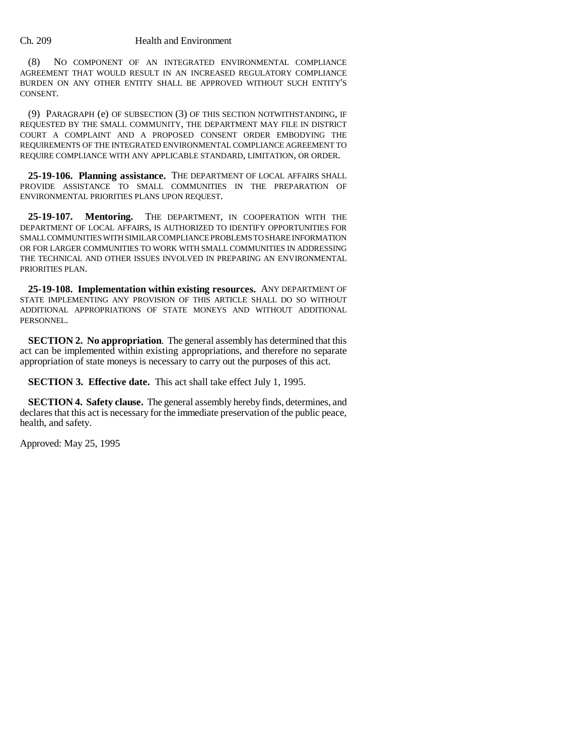(8) NO COMPONENT OF AN INTEGRATED ENVIRONMENTAL COMPLIANCE AGREEMENT THAT WOULD RESULT IN AN INCREASED REGULATORY COMPLIANCE BURDEN ON ANY OTHER ENTITY SHALL BE APPROVED WITHOUT SUCH ENTITY'S CONSENT.

(9) PARAGRAPH (e) OF SUBSECTION (3) OF THIS SECTION NOTWITHSTANDING, IF REQUESTED BY THE SMALL COMMUNITY, THE DEPARTMENT MAY FILE IN DISTRICT COURT A COMPLAINT AND A PROPOSED CONSENT ORDER EMBODYING THE REQUIREMENTS OF THE INTEGRATED ENVIRONMENTAL COMPLIANCE AGREEMENT TO REQUIRE COMPLIANCE WITH ANY APPLICABLE STANDARD, LIMITATION, OR ORDER.

**25-19-106. Planning assistance.** THE DEPARTMENT OF LOCAL AFFAIRS SHALL PROVIDE ASSISTANCE TO SMALL COMMUNITIES IN THE PREPARATION OF ENVIRONMENTAL PRIORITIES PLANS UPON REQUEST.

**25-19-107. Mentoring.** THE DEPARTMENT, IN COOPERATION WITH THE DEPARTMENT OF LOCAL AFFAIRS, IS AUTHORIZED TO IDENTIFY OPPORTUNITIES FOR SMALL COMMUNITIES WITH SIMILAR COMPLIANCE PROBLEMS TO SHARE INFORMATION OR FOR LARGER COMMUNITIES TO WORK WITH SMALL COMMUNITIES IN ADDRESSING THE TECHNICAL AND OTHER ISSUES INVOLVED IN PREPARING AN ENVIRONMENTAL PRIORITIES PLAN.

**25-19-108. Implementation within existing resources.** ANY DEPARTMENT OF STATE IMPLEMENTING ANY PROVISION OF THIS ARTICLE SHALL DO SO WITHOUT ADDITIONAL APPROPRIATIONS OF STATE MONEYS AND WITHOUT ADDITIONAL PERSONNEL.

**SECTION 2. No appropriation**. The general assembly has determined that this act can be implemented within existing appropriations, and therefore no separate appropriation of state moneys is necessary to carry out the purposes of this act.

**SECTION 3. Effective date.** This act shall take effect July 1, 1995.

**SECTION 4. Safety clause.** The general assembly hereby finds, determines, and declares that this act is necessary for the immediate preservation of the public peace, health, and safety.

Approved: May 25, 1995